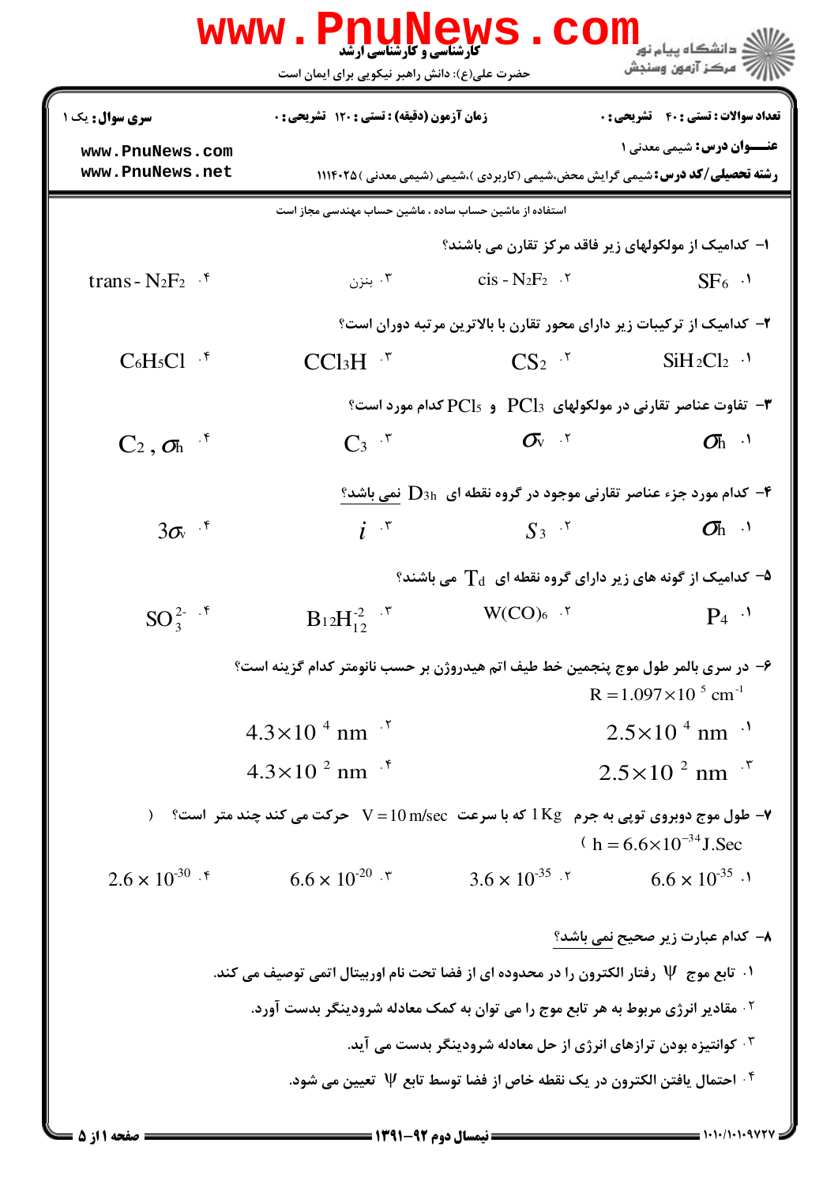کارشناسی و کارشناسی ارشد

حضرت علی(ع): دانش راهبر نیکویی برای ایمان است

دانشگاه پیام نور
مرکز آزمون وسنجش

**تعداد سوالات : تستی : ۴۰ تشریحی : ۰**
**زمان آزمون (دقیقه) : تستی : ۱۲۰ تشریحی : ۰**
**سری سوال : یک ۱**

**عنـــوان درس:** شیمی معدنی ۱

**رشته تحصیلی/کد درس:** شیمی گرایش محض،شیمی (کاربردی )،شیمی (شیمی معدنی )۱۱۱۴۰۲۵

استفاده از ماشین حساب ساده ، ماشین حساب مهندسی مجاز است

۱- کدامیک از مولکولهای زیر فاقد مرکز تقارن می باشند؟

۱. $SF_6$ ۲. $cis-N_2F_2$ ۳. بنزن ۴. $trans-N_2F_2$

۲- کدامیک از ترکیبات زیر دارای محور تقارن با بالاترین مرتبه دوران است؟

۱. $SiH_2Cl_2$ ۲. $CS_2$ ۳. $CCl_3H$ ۴. $C_6H_5Cl$

۳- تفاوت عناصر تقارنی در مولکولهای $PCl_3$ و $PCl_5$ کدام مورد است؟

۱. $\sigma_h$ ۲. $\sigma_v$ ۳. $C_3$ ۴. $C_2 , \sigma_h$

۴- کدام مورد جزء عناصر تقارنی موجود در گروه نقطه ای $D_{3h}$ نمی باشد؟

۱. $\sigma_h$ ۲. $S_3$ ۳. $i$ ۴. $3\sigma_v$

۵- کدامیک از گونه های زیر دارای گروه نقطه ای $T_d$ می باشند؟

۱. $P_4$ ۲. $W(CO)_6$ ۳. $B_{12}H_{12}^{-2}$ ۴. $SO_3^{2-}$

۶- در سری بالمر طول موج پنجمین خط طیف اتم هیدروژن بر حسب نانومتر کدام گزینه است؟

$R = 1.097 \times 10^5 \ cm^{-1}$

۱. $2.5 \times 10^4 \ nm$ ۲. $4.3 \times 10^4 \ nm$
۳. $2.5 \times 10^2 \ nm$ ۴. $4.3 \times 10^2 \ nm$

۷- طول موج دوبروی توپی به جرم $1 Kg$ که با سرعت $V = 10 \ m/sec$ حرکت می کند چند متر است؟ ( $h = 6.6 \times 10^{-34} J.Sec$ )

۱. $6.6 \times 10^{35}$ ۲. $3.6 \times 10^{-35}$ ۳. $6.6 \times 10^{-20}$ ۴. $2.6 \times 10^{-30}$

۸- کدام عبارت زیر صحیح نمی باشد؟

۱. تابع موج $\Psi$ رفتار الکترون را در محدوده ای از فضا تحت نام اوربیتال اتمی توصیف می کند.

۲. مقادیر انرژی مربوط به هر تابع موج را می توان به کمک معادله شرودینگر بدست آورد.

۳. کوانتیزه بودن ترازهای انرژی از حل معادله شرودینگر بدست می آید.

۴. احتمال یافتن الکترون در یک نقطه خاص از فضا توسط تابع $\Psi$ تعیین می شود.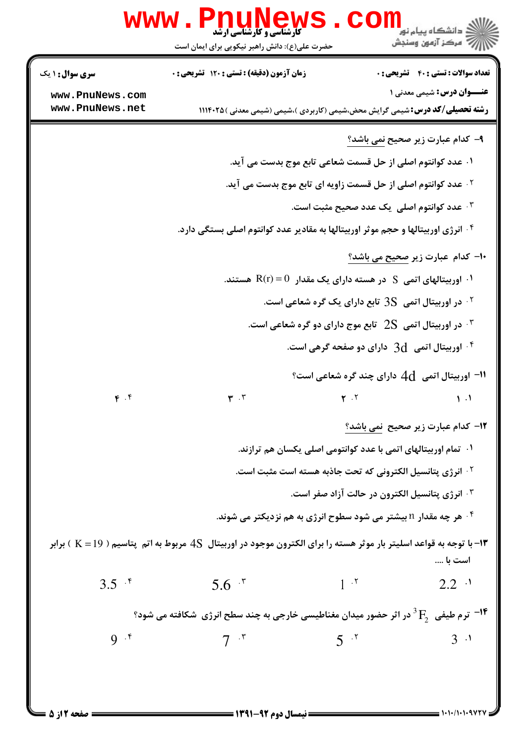**سری سوال:** ۱ یک | **زمان آزمون (دقیقه) : تستی :** ۱۲۰ **تشریحی :** ۰ | **تعداد سوالات : تستی :** ۴۰ **تشریحی :** ۰

**عنـــوان درس:** شیمی معدنی ۱

**رشته تحصیلی/کد درس:** شیمی گرایش محض،شیمی (کاربردی )،شیمی (شیمی معدنی )۱۱۱۴۰۲۵

۹- کدام عبارت زیر صحیح نمی باشد؟

۱. عدد کوانتوم اصلی از حل قسمت شعاعی تابع موج بدست می آید.

۲. عدد کوانتوم اصلی از حل قسمت زاویه ای تابع موج بدست می آید.

۳. عدد کوانتوم اصلی یک عدد صحیح مثبت است.

۴. انرژی اوربیتالها و حجم موثر اوربیتالها به مقادیر عدد کوانتوم اصلی بستگی دارد.

۱۰- کدام عبارت زیر صحیح می باشد؟

۱. اوربیتالهای اتمی $S$ در هسته دارای یک مقدار $R(r)=0$ هستند.

۲. در اوربیتال اتمی $3S$ تابع دارای یک گره شعاعی است.

۳. در اوربیتال اتمی $2S$ تابع موج دارای دو گره شعاعی است.

۴. اوربیتال اتمی $3d$ دارای دو صفحه گرهی است.

۱۱- اوربیتال اتمی $4d$ دارای چند گره شعاعی است؟

۱. ۱ &nbsp;&nbsp;&nbsp; ۲. ۲ &nbsp;&nbsp;&nbsp; ۳. ۳ &nbsp;&nbsp;&nbsp; ۴. ۴

۱۲- کدام عبارت زیر صحیح نمی باشد؟

۱. تمام اوربیتالهای اتمی با عدد کوانتومی اصلی یکسان هم ترازند.

۲. انرژی پتانسیل الکترونی که تحت جاذبه هسته است مثبت است.

۳. انرژی پتانسیل الکترون در حالت آزاد صفر است.

۴. هر چه مقدار n بیشتر می شود سطوح انرژی به هم نزدیکتر می شوند.

۱۳- با توجه به قواعد اسلیتر بار موثر هسته را برای الکترون موجود در اوربیتال $4S$ مربوط به اتم پتاسیم ( $K=19$ ) برابر است با ....

۱. $2.2$ &nbsp;&nbsp;&nbsp; ۲. $1$ &nbsp;&nbsp;&nbsp; ۳. $5.6$ &nbsp;&nbsp;&nbsp; ۴. $3.5$

۱۴- ترم طیفی $^3F_2$ در اثر حضور میدان مغناطیسی خارجی به چند سطح انرژی شکافته می شود؟

۱. $3$ &nbsp;&nbsp;&nbsp; ۲. $5$ &nbsp;&nbsp;&nbsp; ۳. $7$ &nbsp;&nbsp;&nbsp; ۴. $9$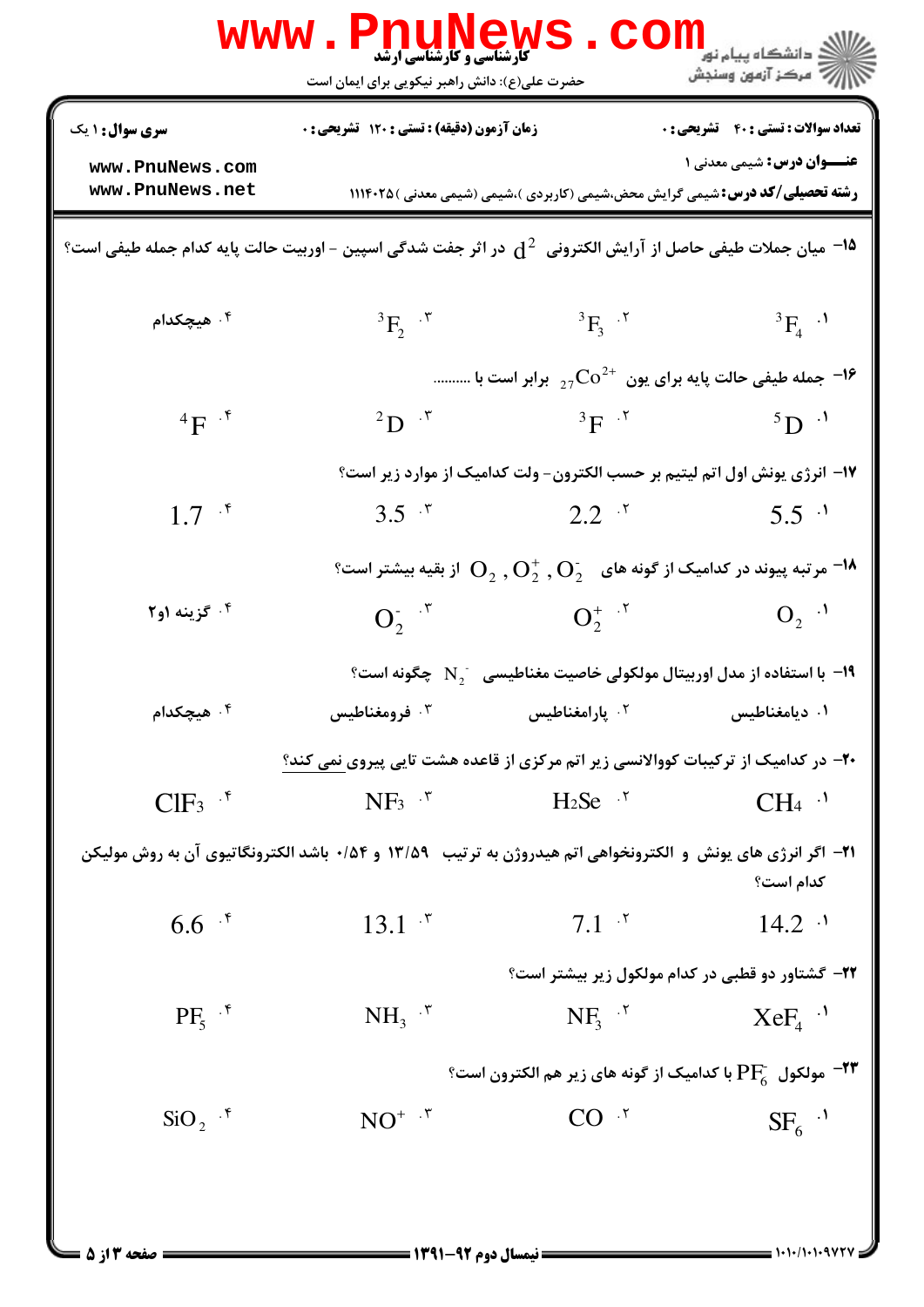۱۵- میان جملات طیفی حاصل از آرایش الکترونی $d^2$ در اثر جفت شدگی اسپین - اوربیت حالت پایه کدام جمله طیفی است؟

۱. $^3F_4$
۲. $^3F_3$
۳. $^3F_2$
۴. هیچکدام

۱۶- جمله طیفی حالت پایه برای یون $_{27}Co^{2+}$ برابر است با ..........

۱. $^5D$
۲. $^3F$
۳. $^2D$
۴. $^4F$

۱۷- انرژی یونش اول اتم لیتیم بر حسب الکترون- ولت کدامیک از موارد زیر است؟

۱. 5.5
۲. 2.2
۳. 3.5
۴. 1.7

۱۸- مرتبه پیوند در کدامیک از گونه های $O_2$ , $O_2^+$ , $O_2^-$ از بقیه بیشتر است؟

۱. $O_2$
۲. $O_2^+$
۳. $O_2^-$
۴. گزینه ۱و۲

۱۹- با استفاده از مدل اوربیتال مولکولی خاصیت مغناطیسی $N_2^-$ چگونه است؟

۱. دیامغناطیس
۲. پارامغناطیس
۳. فرومغناطیس
۴. هیچکدام

۲۰- در کدامیک از ترکیبات کووالانسی زیر اتم مرکزی از قاعده هشت تایی پیروی نمی کند؟

۱. $CH_4$
۲. $H_2Se$
۳. $NF_3$
۴. $ClF_3$

۲۱- اگر انرژی های یونش و الکترونخواهی اتم هیدروژن به ترتیب ۱۳/۵۹ و ۰/۵۴ باشد الکترونگاتیوی آن به روش مولیکن کدام است؟

۱. 14.2
۲. 7.1
۳. 13.1
۴. 6.6

۲۲- گشتاور دو قطبی در کدام مولکول زیر بیشتر است؟

۱. $XeF_4$
۲. $NF_3$
۳. $NH_3$
۴. $PF_5$

۲۳- مولکول $PF_6^-$ با کدامیک از گونه های زیر هم الکترون است؟

۱. $SF_6$
۲. $CO$
۳. $NO^+$
۴. $SiO_2$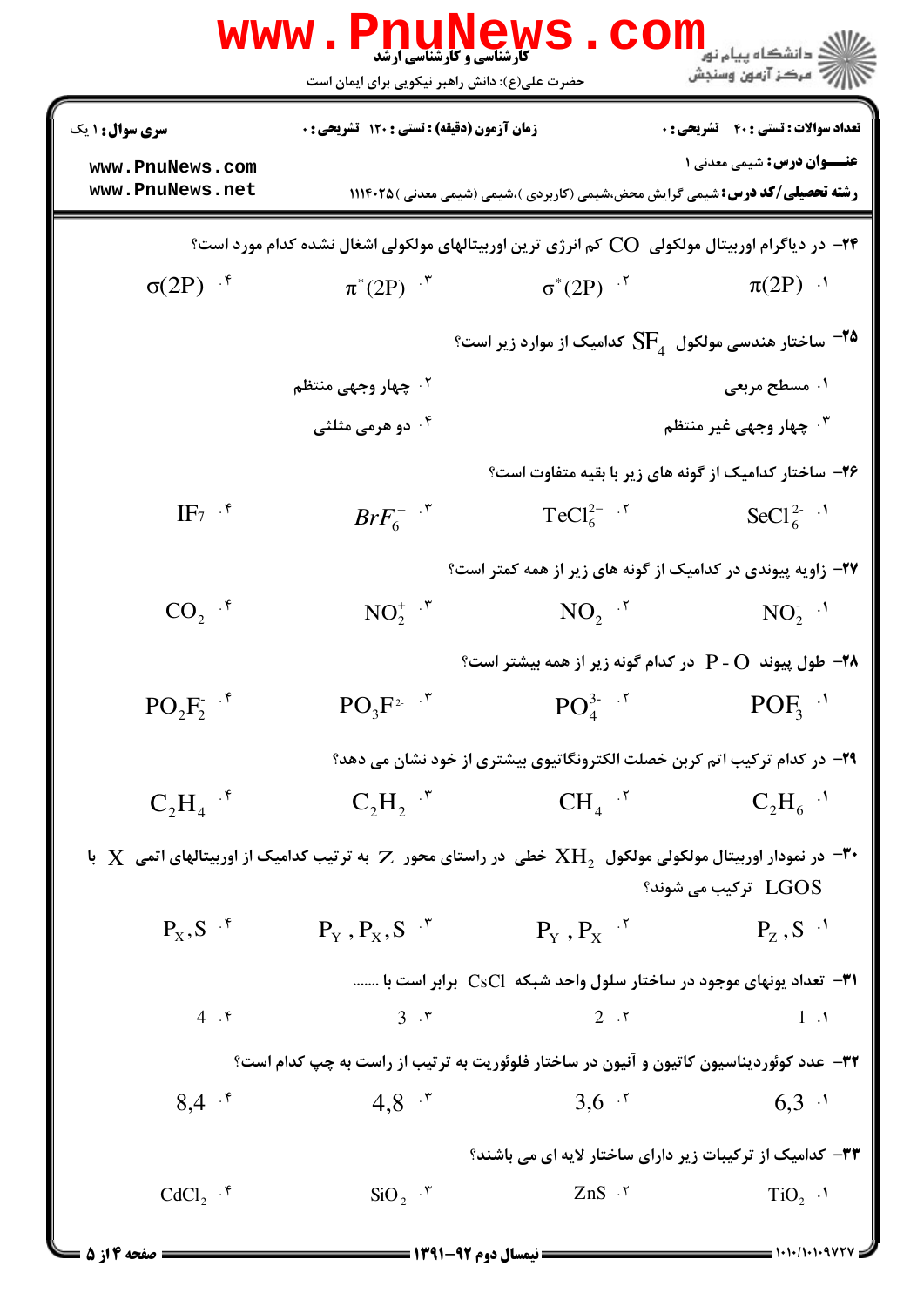**سری سوال:** ۱ یک | **زمان آزمون (دقیقه):** تستی: ۱۲۰ تشریحی: ۰ | **تعداد سوالات:** تستی: ۴۰ تشریحی: ۰

**عنـــوان درس:** شیمی معدنی ۱

**رشته تحصیلی/کد درس:** شیمی گرایش محض،شیمی (کاربردی )،شیمی (شیمی معدنی )۱۱۱۴۰۲۵

۲۴- در دیاگرام اوربیتال مولکولی CO کم انرژی ترین اوربیتالهای مولکولی اشغال نشده کدام مورد است؟

۱. $\pi(2P)$ ۲. $\sigma^*(2P)$ ۳. $\pi^*(2P)$ ۴. $\sigma(2P)$

۲۵- ساختار هندسی مولکول $SF_4$ کدامیک از موارد زیر است؟

۱. مسطح مربعی

۲. چهار وجهی منتظم

۳. چهار وجهی غیر منتظم

۴. دو هرمی مثلثی

۲۶- ساختار کدامیک از گونه های زیر با بقیه متفاوت است؟

۱. $SeCl_6^{2-}$ ۲. $TeCl_6^{2-}$ ۳. $BrF_6^-$ ۴. $IF_7$

۲۷- زاویه پیوندی در کدامیک از گونه های زیر از همه کمتر است؟

۱. $NO_2^-$ ۲. $NO_2$ ۳. $NO_2^+$ ۴. $CO_2$

۲۸- طول پیوند P - O در کدام گونه زیر از همه بیشتر است؟

۱. $POF_3$ ۲. $PO_4^{3-}$ ۳. $PO_3F^{2-}$ ۴. $PO_2F_2^-$

۲۹- در کدام ترکیب اتم کربن خصلت الکترونگاتیوی بیشتری از خود نشان می دهد؟

۱. $C_2H_6$ ۲. $CH_4$ ۳. $C_2H_2$ ۴. $C_2H_4$

۳۰- در نمودار اوربیتال مولکولی مولکول $XH_2$ خطی در راستای محور Z به ترتیب کدامیک از اوربیتالهای اتمی X با LGOS ترکیب می شوند؟

۱. $P_Z, S$ ۲. $P_Y, P_X$ ۳. $P_Y, P_X, S$ ۴. $P_X, S$

۳۱- تعداد یونهای موجود در ساختار سلول واحد شبکه CsCl برابر است با .......

۱. 1 ۲. 2 ۳. 3 ۴. 4

۳۲- عدد کوئوردیناسیون کاتیون و آنیون در ساختار فلوئوریت به ترتیب از راست به چپ کدام است؟

۱. 6,3 ۲. 3,6 ۳. 4,8 ۴. 8,4

۳۳- کدامیک از ترکیبات زیر دارای ساختار لایه ای می باشند؟

۱. $TiO_2$ ۲. ZnS ۳. $SiO_2$ ۴. $CdCl_2$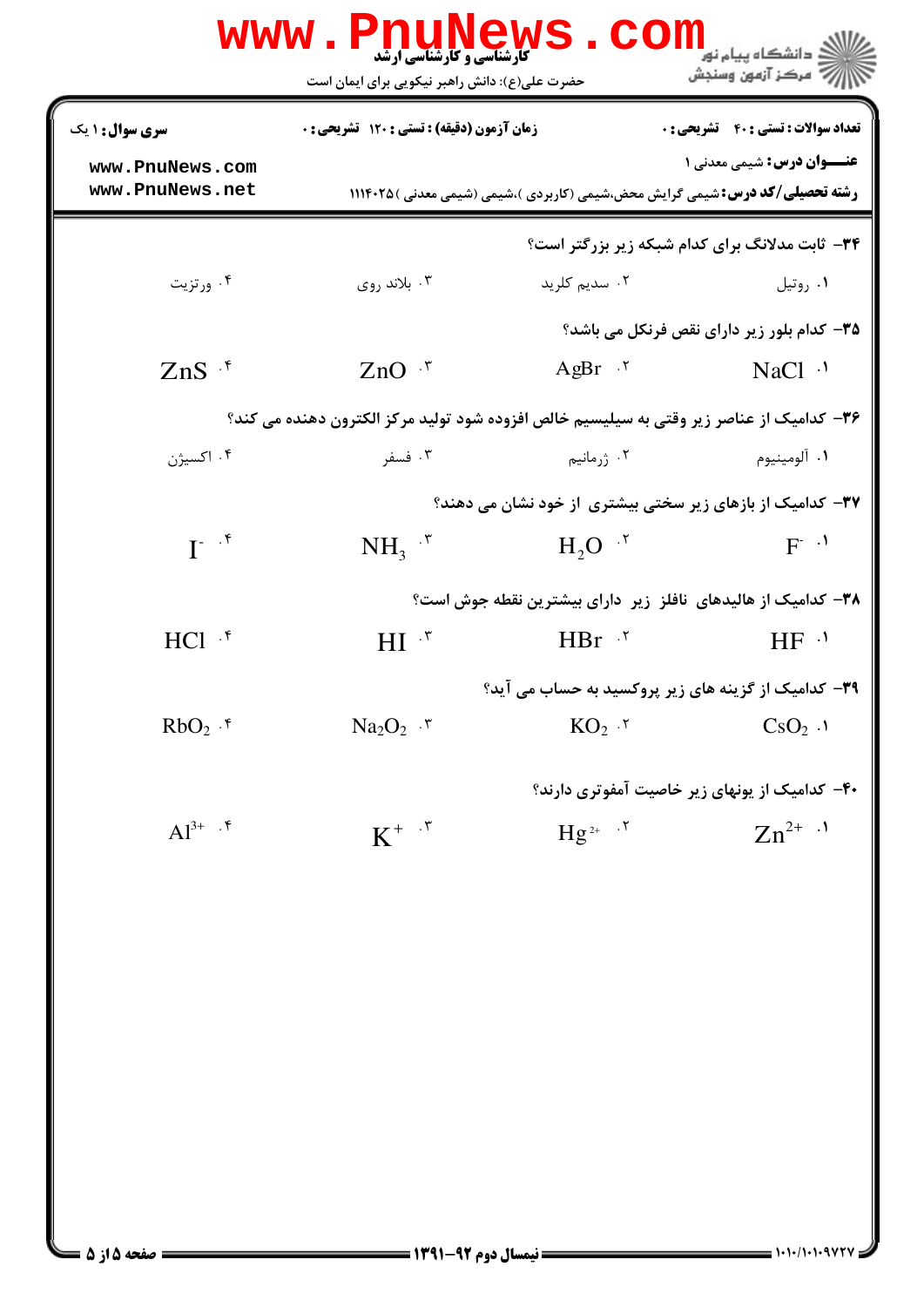**سری سوال:** ۱ یک

**زمان آزمون (دقیقه) : تستی : ۱۲۰ تشریحی : ۰**

**تعداد سوالات : تستی : ۴۰ تشریحی : ۰**

**عنـــوان درس:** شیمی معدنی ۱

**رشته تحصیلی/کد درس:** شیمی گرایش محض،شیمی (کاربردی )،شیمی (شیمی معدنی )۱۱۱۴۰۲۵

۳۴- ثابت مدلانگ برای کدام شبکه زیر بزرگتر است؟

۱. روتیل
۲. سدیم کلرید
۳. بلاند روی
۴. ورتزیت

۳۵- کدام بلور زیر دارای نقص فرنکل می باشد؟

۱. $NaCl$
۲. $AgBr$
۳. $ZnO$
۴. $ZnS$

۳۶- کدامیک از عناصر زیر وقتی به سیلیسیم خالص افزوده شود تولید مرکز الکترون دهنده می کند؟

۱. آلومینیوم
۲. ژرمانیم
۳. فسفر
۴. اکسیژن

۳۷- کدامیک از بازهای زیر سختی بیشتری از خود نشان می دهند؟

۱. $F^-$
۲. $H_2O$
۳. $NH_3$
۴. $I^-$

۳۸- کدامیک از هالیدهای نافلز زیر دارای بیشترین نقطه جوش است؟

۱. $HF$
۲. $HBr$
۳. $HI$
۴. $HCl$

۳۹- کدامیک از گزینه های زیر پروکسید به حساب می آید؟

۱. $CsO_2$
۲. $KO_2$
۳. $Na_2O_2$
۴. $RbO_2$

۴۰- کدامیک از یونهای زیر خاصیت آمفوتری دارند؟

۱. $Zn^{2+}$
۲. $Hg^{2+}$
۳. $K^+$
۴. $Al^{3+}$